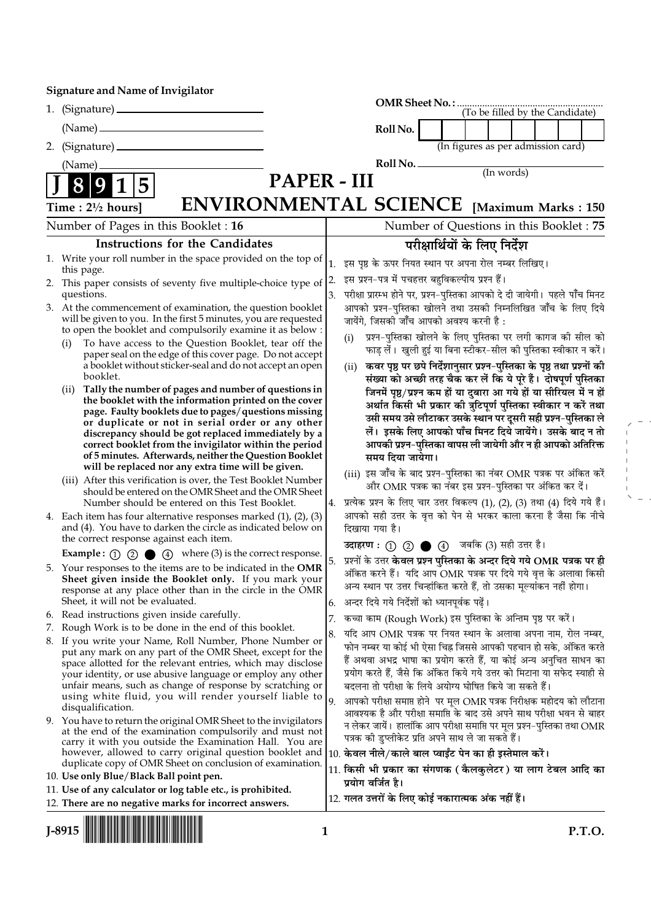**Signature and Name of Invigilator**

1. (Signature) ______________________

   (Name) ______________________

2. (Signature) ______________________

   (Name) ______________________

**OMR Sheet No. :** ...................................................
(To be filled by the Candidate)

**Roll No.** | | | | | | | | |
(In figures as per admission card)

**Roll No.** ______________________
(In words)

**J 8 9 1 5**

# PAPER - III

# ENVIRONMENTAL SCIENCE

**Time : 2½ hours]** **[Maximum Marks : 150**

Number of Pages in this Booklet : **16** Number of Questions in this Booklet : **75**

## Instructions for the Candidates

1. Write your roll number in the space provided on the top of this page.
2. This paper consists of seventy five multiple-choice type of questions.
3. At the commencement of examination, the question booklet will be given to you. In the first 5 minutes, you are requested to open the booklet and compulsorily examine it as below :
   (i) To have access to the Question Booklet, tear off the paper seal on the edge of this cover page. Do not accept a booklet without sticker-seal and do not accept an open booklet.
   (ii) **Tally the number of pages and number of questions in the booklet with the information printed on the cover page. Faulty booklets due to pages/questions missing or duplicate or not in serial order or any other discrepancy should be got replaced immediately by a correct booklet from the invigilator within the period of 5 minutes. Afterwards, neither the Question Booklet will be replaced nor any extra time will be given.**
   (iii) After this verification is over, the Test Booklet Number should be entered on the OMR Sheet and the OMR Sheet Number should be entered on this Test Booklet.
4. Each item has four alternative responses marked (1), (2), (3) and (4). You have to darken the circle as indicated below on the correct response against each item.
   **Example :** ① ② ● ④ where (3) is the correct response.
5. Your responses to the items are to be indicated in the **OMR Sheet given inside the Booklet only.** If you mark your response at any place other than in the circle in the OMR Sheet, it will not be evaluated.
6. Read instructions given inside carefully.
7. Rough Work is to be done in the end of this booklet.
8. If you write your Name, Roll Number, Phone Number or put any mark on any part of the OMR Sheet, except for the space allotted for the relevant entries, which may disclose your identity, or use abusive language or employ any other unfair means, such as change of response by scratching or using white fluid, you will render yourself liable to disqualification.
9. You have to return the original OMR Sheet to the invigilators at the end of the examination compulsorily and must not carry it with you outside the Examination Hall. You are, however, allowed to carry original question booklet and duplicate copy of OMR Sheet on conclusion of examination.
10. **Use only Blue/Black Ball point pen.**
11. **Use of any calculator or log table etc., is prohibited.**
12. **There are no negative marks for incorrect answers.**

## परीक्षार्थियों के लिए निर्देश

1. इस पृष्ठ के ऊपर नियत स्थान पर अपना रोल नम्बर लिखिए।
2. इस प्रश्न-पत्र में पचहत्तर बहुविकल्पीय प्रश्न हैं।
3. परीक्षा प्रारम्भ होने पर, प्रश्न-पुस्तिका आपको दे दी जायेगी। पहले पाँच मिनट आपको प्रश्न-पुस्तिका खोलने तथा उसकी निम्नलिखित जाँच के लिए दिये जायेंगे, जिसकी जाँच आपको अवश्य करनी है :
   (i) प्रश्न-पुस्तिका खोलने के लिए पुस्तिका पर लगी कागज की सील को फाड़ लें। खुली हुई या बिना स्टीकर-सील की पुस्तिका स्वीकार न करें।
   (ii) **कवर पृष्ठ पर छपे निर्देशानुसार प्रश्न-पुस्तिका के पृष्ठ तथा प्रश्नों की संख्या को अच्छी तरह चैक कर लें कि ये पूरे हैं। दोषपूर्ण पुस्तिका जिनमें पृष्ठ/प्रश्न कम हों या दुबारा आ गये हों या सीरियल में न हों अर्थात किसी भी प्रकार की त्रुटिपूर्ण पुस्तिका स्वीकार न करें तथा उसी समय उसे लौटाकर उसके स्थान पर दूसरी सही प्रश्न-पुस्तिका ले लें। इसके लिए आपको पाँच मिनट दिये जायेंगे। उसके बाद न तो आपकी प्रश्न-पुस्तिका वापस ली जायेगी और न ही आपको अतिरिक्त समय दिया जायेगा।**
   (iii) इस जाँच के बाद प्रश्न-पुस्तिका का नंबर OMR पत्रक पर अंकित करें और OMR पत्रक का नंबर इस प्रश्न-पुस्तिका पर अंकित कर दें।
4. प्रत्येक प्रश्न के लिए चार उत्तर विकल्प (1), (2), (3) तथा (4) दिये गये हैं। आपको सही उत्तर के वृत्त को पेन से भरकर काला करना है जैसा कि नीचे दिखाया गया है।
   **उदाहरण :** ① ② ● ④ जबकि (3) सही उत्तर है।
5. प्रश्नों के उत्तर **केवल प्रश्न पुस्तिका के अन्दर दिये गये OMR पत्रक पर ही** अंकित करने हैं। यदि आप OMR पत्रक पर दिये गये वृत्त के अलावा किसी अन्य स्थान पर उत्तर चिन्हांकित करते हैं, तो उसका मूल्यांकन नहीं होगा।
6. अन्दर दिये गये निर्देशों को ध्यानपूर्वक पढ़ें।
7. कच्चा काम (Rough Work) इस पुस्तिका के अन्तिम पृष्ठ पर करें।
8. यदि आप OMR पत्रक पर नियत स्थान के अलावा अपना नाम, रोल नम्बर, फोन नम्बर या कोई भी ऐसा चिह्न जिससे आपकी पहचान हो सके, अंकित करते हैं अथवा अभद्र भाषा का प्रयोग करते हैं, या कोई अन्य अनुचित साधन का प्रयोग करते हैं, जैसे कि अंकित किये गये उत्तर को मिटाना या सफेद स्याही से बदलना तो परीक्षा के लिये अयोग्य घोषित किये जा सकते हैं।
9. आपको परीक्षा समाप्त होने पर मूल OMR पत्रक निरीक्षक महोदय को लौटाना आवश्यक है और परीक्षा समाप्ति के बाद उसे अपने साथ परीक्षा भवन से बाहर न लेकर जायें। हालांकि आप परीक्षा समाप्ति पर मूल प्रश्न-पुस्तिका तथा OMR पत्रक की डुप्लीकेट प्रति अपने साथ ले जा सकते हैं।
10. **केवल नीले/काले बाल प्वाईंट पेन का ही इस्तेमाल करें।**
11. **किसी भी प्रकार का संगणक (कैलकुलेटर) या लाग टेबल आदि का प्रयोग वर्जित है।**
12. **गलत उत्तरों के लिए कोई नकारात्मक अंक नहीं हैं।**

J-8915

P.T.O.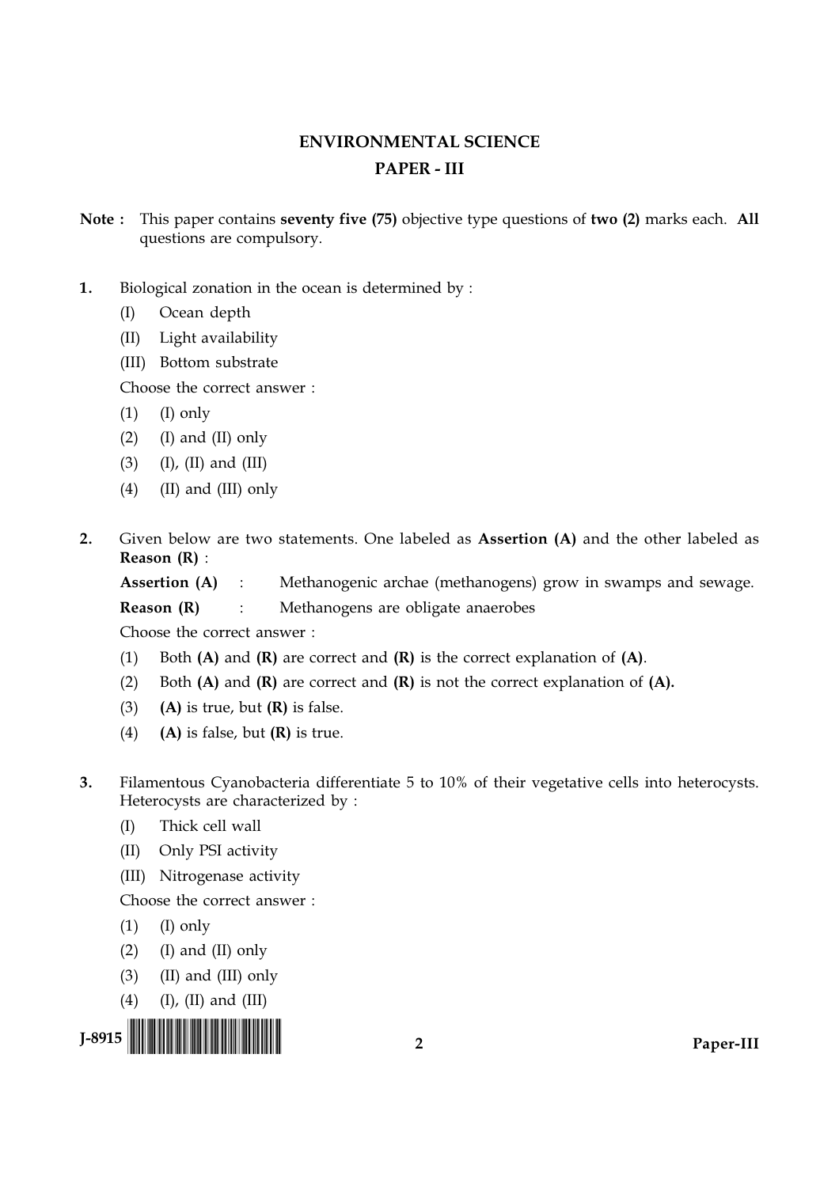## ENVIRONMENTAL SCIENCE

## PAPER - III

**Note :** This paper contains **seventy five (75)** objective type questions of **two (2)** marks each. **All** questions are compulsory.

**1.** Biological zonation in the ocean is determined by :

(I) Ocean depth

(II) Light availability

(III) Bottom substrate

Choose the correct answer :

(1) (I) only

(2) (I) and (II) only

(3) (I), (II) and (III)

(4) (II) and (III) only

**2.** Given below are two statements. One labeled as **Assertion (A)** and the other labeled as **Reason (R)** :

**Assertion (A)** : Methanogenic archae (methanogens) grow in swamps and sewage.

**Reason (R)** : Methanogens are obligate anaerobes

Choose the correct answer :

(1) Both **(A)** and **(R)** are correct and **(R)** is the correct explanation of **(A)**.

(2) Both **(A)** and **(R)** are correct and **(R)** is not the correct explanation of **(A).**

(3) **(A)** is true, but **(R)** is false.

(4) **(A)** is false, but **(R)** is true.

**3.** Filamentous Cyanobacteria differentiate 5 to 10% of their vegetative cells into heterocysts. Heterocysts are characterized by :

(I) Thick cell wall

(II) Only PSI activity

(III) Nitrogenase activity

Choose the correct answer :

(1) (I) only

(2) (I) and (II) only

(3) (II) and (III) only

(4) (I), (II) and (III)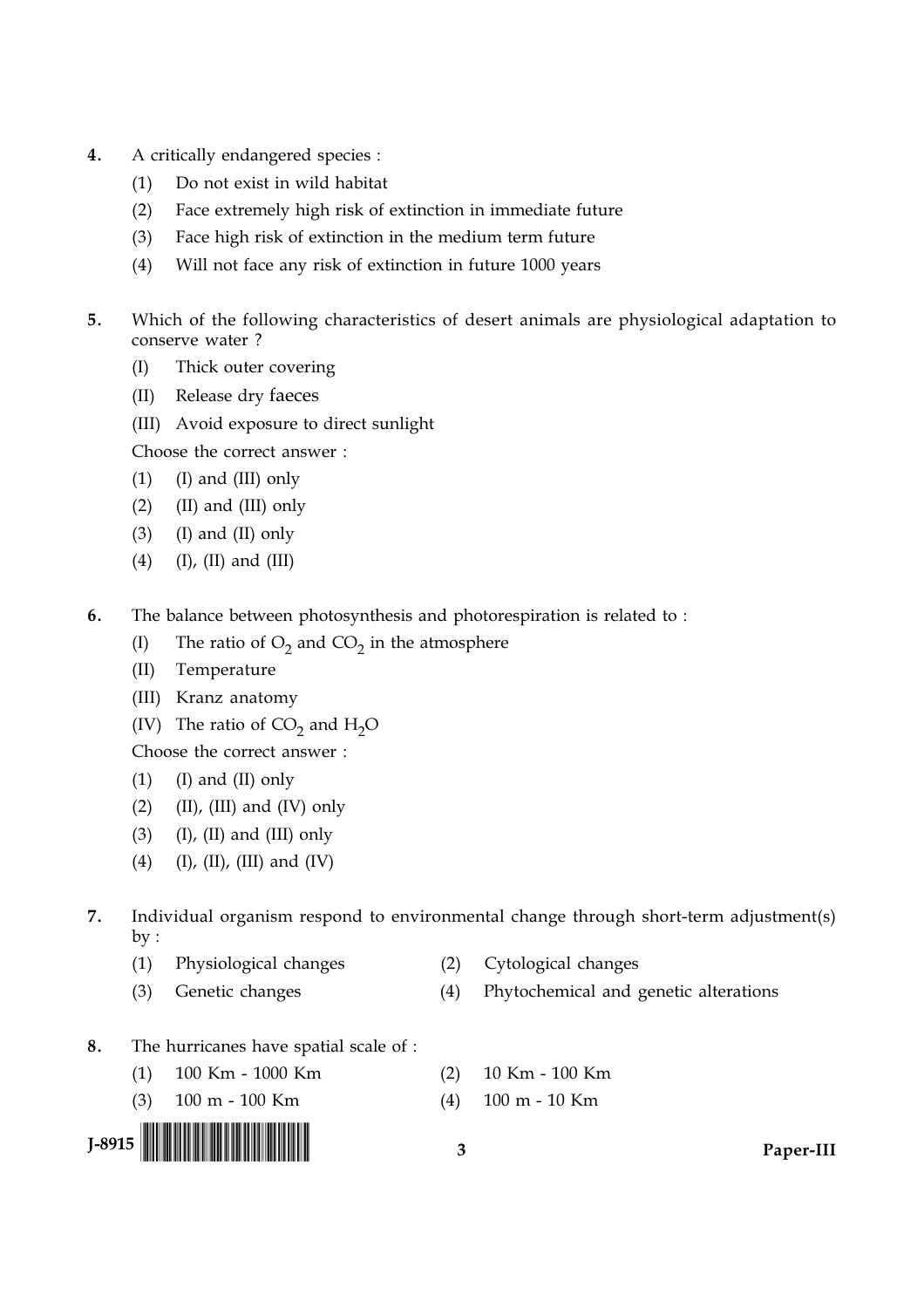4. A critically endangered species :
   (1) Do not exist in wild habitat
   (2) Face extremely high risk of extinction in immediate future
   (3) Face high risk of extinction in the medium term future
   (4) Will not face any risk of extinction in future 1000 years

5. Which of the following characteristics of desert animals are physiological adaptation to conserve water ?
   (I) Thick outer covering
   (II) Release dry faeces
   (III) Avoid exposure to direct sunlight

   Choose the correct answer :
   (1) (I) and (III) only
   (2) (II) and (III) only
   (3) (I) and (II) only
   (4) (I), (II) and (III)

6. The balance between photosynthesis and photorespiration is related to :
   (I) The ratio of $O_2$ and $CO_2$ in the atmosphere
   (II) Temperature
   (III) Kranz anatomy
   (IV) The ratio of $CO_2$ and $H_2O$

   Choose the correct answer :
   (1) (I) and (II) only
   (2) (II), (III) and (IV) only
   (3) (I), (II) and (III) only
   (4) (I), (II), (III) and (IV)

7. Individual organism respond to environmental change through short-term adjustment(s) by :
   (1) Physiological changes
   (2) Cytological changes
   (3) Genetic changes
   (4) Phytochemical and genetic alterations

8. The hurricanes have spatial scale of :
   (1) 100 Km - 1000 Km
   (2) 10 Km - 100 Km
   (3) 100 m - 100 Km
   (4) 100 m - 10 Km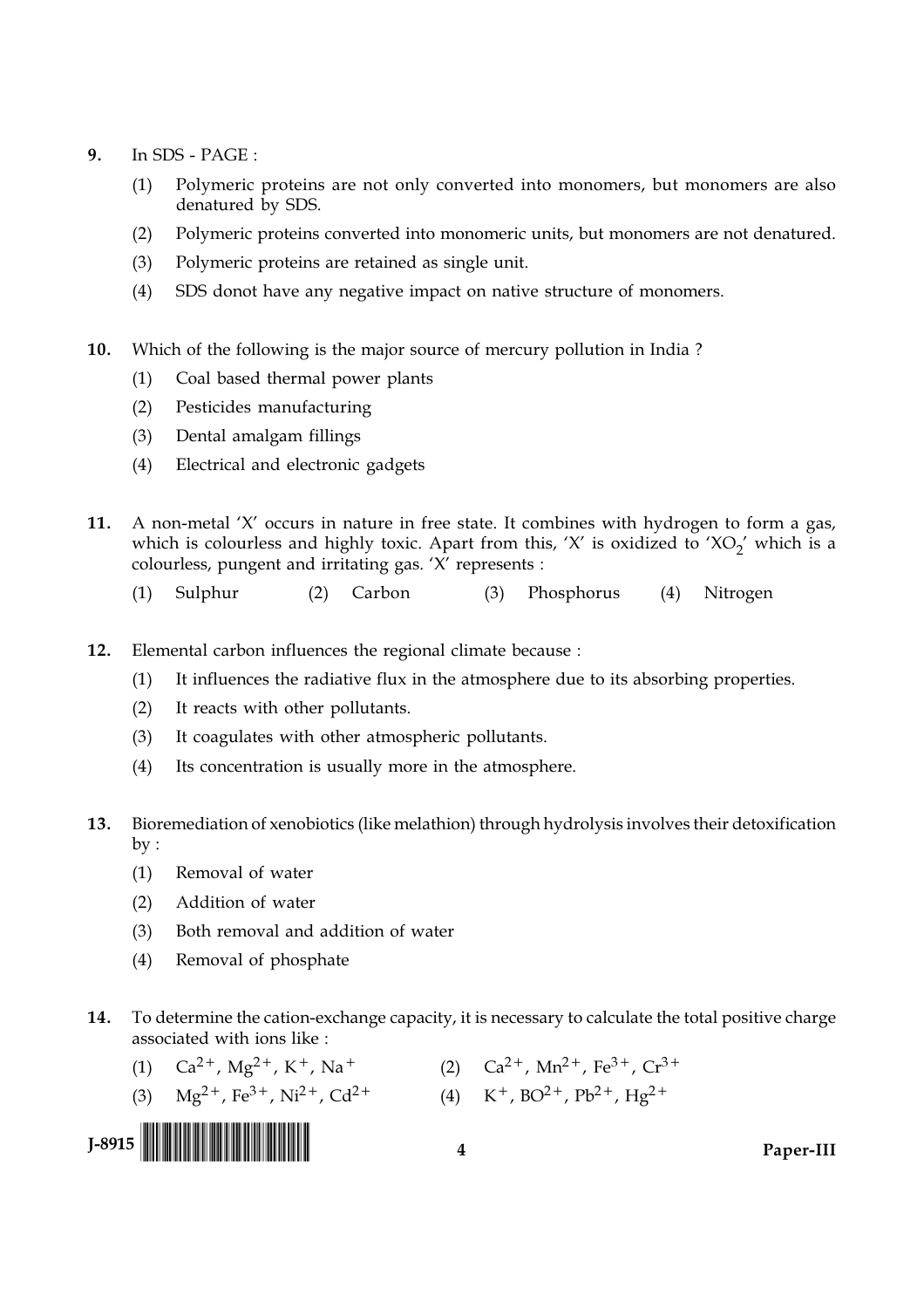9. In SDS - PAGE :

   (1) Polymeric proteins are not only converted into monomers, but monomers are also denatured by SDS.

   (2) Polymeric proteins converted into monomeric units, but monomers are not denatured.

   (3) Polymeric proteins are retained as single unit.

   (4) SDS donot have any negative impact on native structure of monomers.

10. Which of the following is the major source of mercury pollution in India ?

    (1) Coal based thermal power plants

    (2) Pesticides manufacturing

    (3) Dental amalgam fillings

    (4) Electrical and electronic gadgets

11. A non-metal 'X' occurs in nature in free state. It combines with hydrogen to form a gas, which is colourless and highly toxic. Apart from this, 'X' is oxidized to '$XO_2$' which is a colourless, pungent and irritating gas. 'X' represents :

    (1) Sulphur (2) Carbon (3) Phosphorus (4) Nitrogen

12. Elemental carbon influences the regional climate because :

    (1) It influences the radiative flux in the atmosphere due to its absorbing properties.

    (2) It reacts with other pollutants.

    (3) It coagulates with other atmospheric pollutants.

    (4) Its concentration is usually more in the atmosphere.

13. Bioremediation of xenobiotics (like melathion) through hydrolysis involves their detoxification by :

    (1) Removal of water

    (2) Addition of water

    (3) Both removal and addition of water

    (4) Removal of phosphate

14. To determine the cation-exchange capacity, it is necessary to calculate the total positive charge associated with ions like :

    (1) $Ca^{2+}$, $Mg^{2+}$, $K^{+}$, $Na^{+}$ (2) $Ca^{2+}$, $Mn^{2+}$, $Fe^{3+}$, $Cr^{3+}$

    (3) $Mg^{2+}$, $Fe^{3+}$, $Ni^{2+}$, $Cd^{2+}$ (4) $K^{+}$, $BO^{2+}$, $Pb^{2+}$, $Hg^{2+}$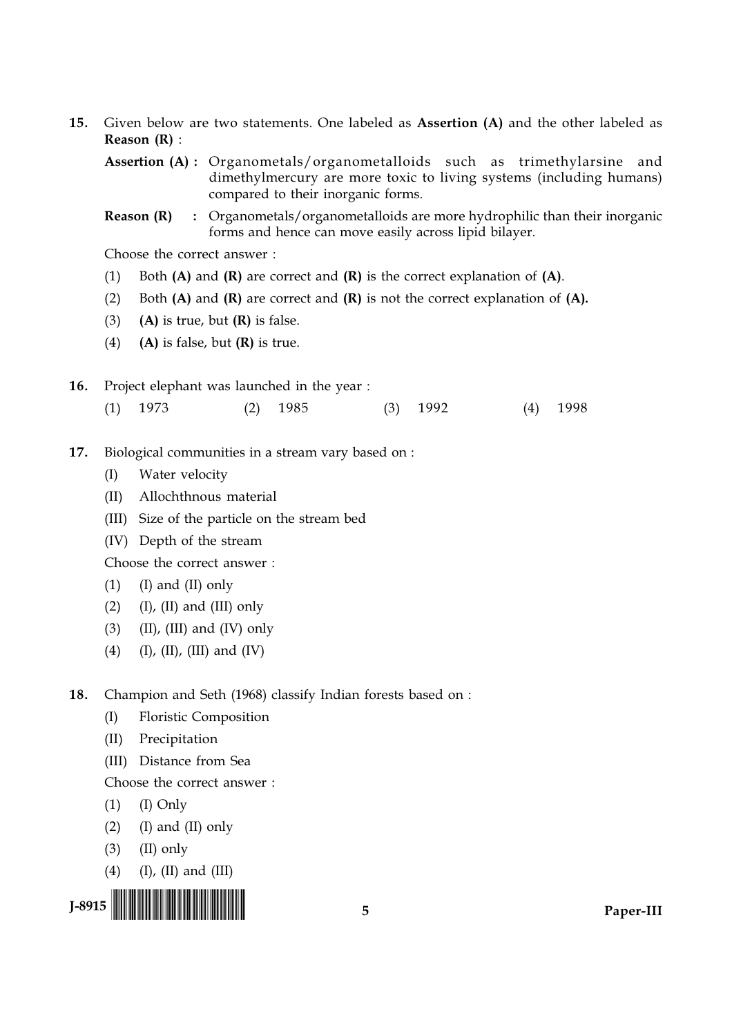15. Given below are two statements. One labeled as **Assertion (A)** and the other labeled as **Reason (R)** :

**Assertion (A) :** Organometals/organometalloids such as trimethylarsine and dimethylmercury are more toxic to living systems (including humans) compared to their inorganic forms.

**Reason (R) :** Organometals/organometalloids are more hydrophilic than their inorganic forms and hence can move easily across lipid bilayer.

Choose the correct answer :

(1) Both **(A)** and **(R)** are correct and **(R)** is the correct explanation of **(A)**.

(2) Both **(A)** and **(R)** are correct and **(R)** is not the correct explanation of **(A).**

(3) **(A)** is true, but **(R)** is false.

(4) **(A)** is false, but **(R)** is true.

16. Project elephant was launched in the year :

(1) 1973 (2) 1985 (3) 1992 (4) 1998

17. Biological communities in a stream vary based on :

(I) Water velocity

(II) Allochthnous material

(III) Size of the particle on the stream bed

(IV) Depth of the stream

Choose the correct answer :

(1) (I) and (II) only

(2) (I), (II) and (III) only

(3) (II), (III) and (IV) only

(4) (I), (II), (III) and (IV)

18. Champion and Seth (1968) classify Indian forests based on :

(I) Floristic Composition

(II) Precipitation

(III) Distance from Sea

Choose the correct answer :

(1) (I) Only

(2) (I) and (II) only

(3) (II) only

(4) (I), (II) and (III)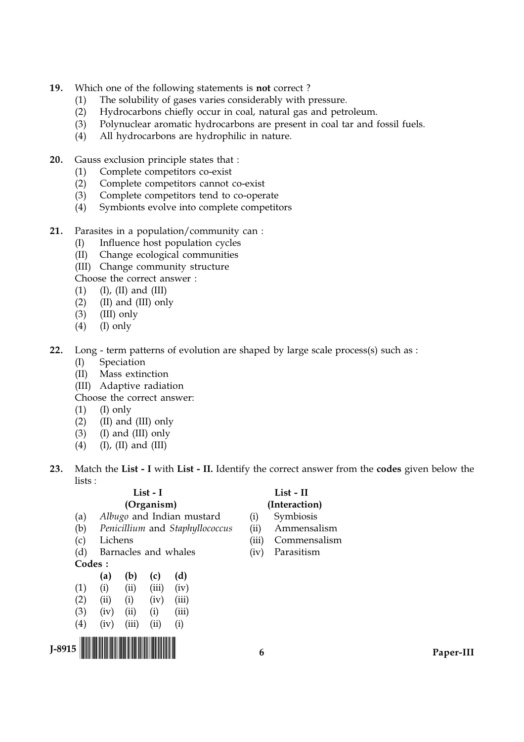19. Which one of the following statements is **not** correct ?
    (1) The solubility of gases varies considerably with pressure.
    (2) Hydrocarbons chiefly occur in coal, natural gas and petroleum.
    (3) Polynuclear aromatic hydrocarbons are present in coal tar and fossil fuels.
    (4) All hydrocarbons are hydrophilic in nature.

20. Gauss exclusion principle states that :
    (1) Complete competitors co-exist
    (2) Complete competitors cannot co-exist
    (3) Complete competitors tend to co-operate
    (4) Symbionts evolve into complete competitors

21. Parasites in a population/community can :
    (I) Influence host population cycles
    (II) Change ecological communities
    (III) Change community structure
    Choose the correct answer :
    (1) (I), (II) and (III)
    (2) (II) and (III) only
    (3) (III) only
    (4) (I) only

22. Long - term patterns of evolution are shaped by large scale process(s) such as :
    (I) Speciation
    (II) Mass extinction
    (III) Adaptive radiation
    Choose the correct answer:
    (1) (I) only
    (2) (II) and (III) only
    (3) (I) and (III) only
    (4) (I), (II) and (III)

23. Match the **List - I** with **List - II.** Identify the correct answer from the **codes** given below the lists :

| | List - I (Organism) | | List - II (Interaction) |
|---|---|---|---|
| (a) | *Albugo* and Indian mustard | (i) | Symbiosis |
| (b) | *Penicillium* and *Staphyllococcus* | (ii) | Ammensalism |
| (c) | Lichens | (iii) | Commensalism |
| (d) | Barnacles and whales | (iv) | Parasitism |

**Codes :**

| | (a) | (b) | (c) | (d) |
|---|---|---|---|---|
| (1) | (i) | (ii) | (iii) | (iv) |
| (2) | (ii) | (i) | (iv) | (iii) |
| (3) | (iv) | (ii) | (i) | (iii) |
| (4) | (iv) | (iii) | (ii) | (i) |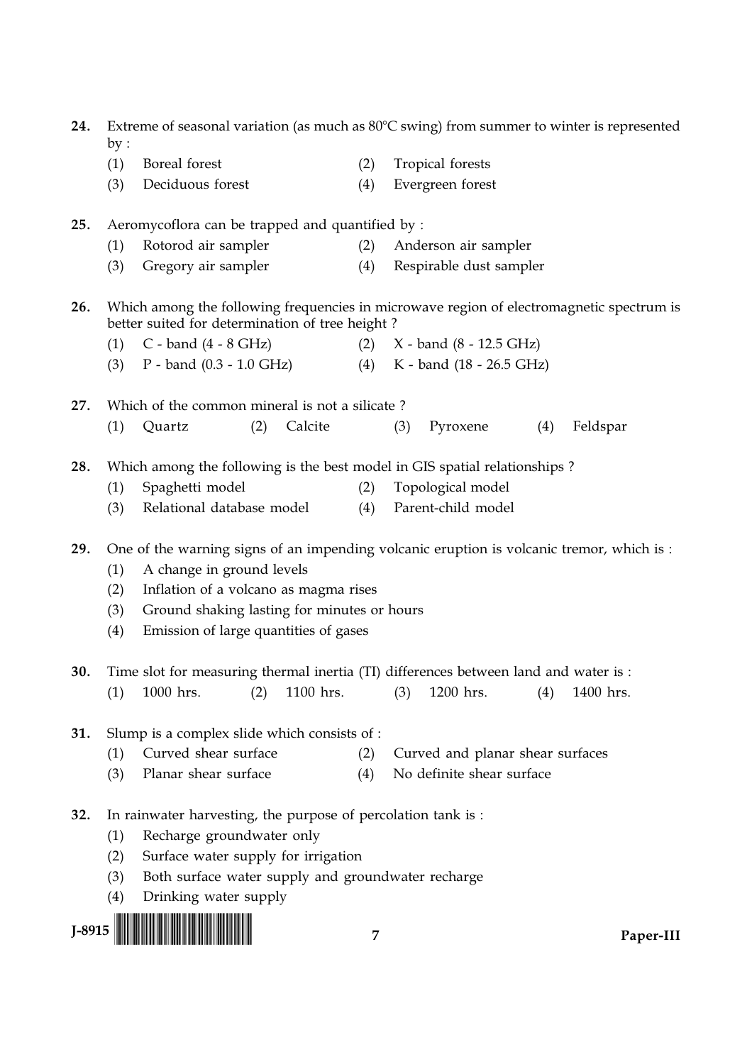24. Extreme of seasonal variation (as much as 80°C swing) from summer to winter is represented by :

    (1) Boreal forest
    (2) Tropical forests
    (3) Deciduous forest
    (4) Evergreen forest

25. Aeromycoflora can be trapped and quantified by :

    (1) Rotorod air sampler
    (2) Anderson air sampler
    (3) Gregory air sampler
    (4) Respirable dust sampler

26. Which among the following frequencies in microwave region of electromagnetic spectrum is better suited for determination of tree height ?

    (1) C - band (4 - 8 GHz)
    (2) X - band (8 - 12.5 GHz)
    (3) P - band (0.3 - 1.0 GHz)
    (4) K - band (18 - 26.5 GHz)

27. Which of the common mineral is not a silicate ?

    (1) Quartz
    (2) Calcite
    (3) Pyroxene
    (4) Feldspar

28. Which among the following is the best model in GIS spatial relationships ?

    (1) Spaghetti model
    (2) Topological model
    (3) Relational database model
    (4) Parent-child model

29. One of the warning signs of an impending volcanic eruption is volcanic tremor, which is :

    (1) A change in ground levels
    (2) Inflation of a volcano as magma rises
    (3) Ground shaking lasting for minutes or hours
    (4) Emission of large quantities of gases

30. Time slot for measuring thermal inertia (TI) differences between land and water is :

    (1) 1000 hrs.
    (2) 1100 hrs.
    (3) 1200 hrs.
    (4) 1400 hrs.

31. Slump is a complex slide which consists of :

    (1) Curved shear surface
    (2) Curved and planar shear surfaces
    (3) Planar shear surface
    (4) No definite shear surface

32. In rainwater harvesting, the purpose of percolation tank is :

    (1) Recharge groundwater only
    (2) Surface water supply for irrigation
    (3) Both surface water supply and groundwater recharge
    (4) Drinking water supply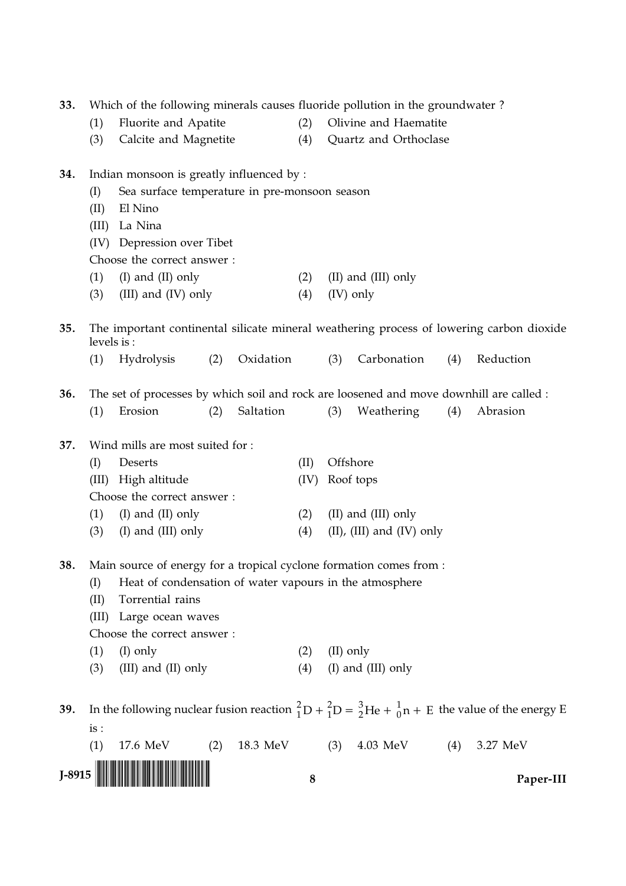33. Which of the following minerals causes fluoride pollution in the groundwater ?

(1) Fluorite and Apatite
(2) Olivine and Haematite
(3) Calcite and Magnetite
(4) Quartz and Orthoclase

34. Indian monsoon is greatly influenced by :

(I) Sea surface temperature in pre-monsoon season
(II) El Nino
(III) La Nina
(IV) Depression over Tibet

Choose the correct answer :

(1) (I) and (II) only
(2) (II) and (III) only
(3) (III) and (IV) only
(4) (IV) only

35. The important continental silicate mineral weathering process of lowering carbon dioxide levels is :

(1) Hydrolysis
(2) Oxidation
(3) Carbonation
(4) Reduction

36. The set of processes by which soil and rock are loosened and move downhill are called :

(1) Erosion
(2) Saltation
(3) Weathering
(4) Abrasion

37. Wind mills are most suited for :

(I) Deserts
(II) Offshore
(III) High altitude
(IV) Roof tops

Choose the correct answer :

(1) (I) and (II) only
(2) (II) and (III) only
(3) (I) and (III) only
(4) (II), (III) and (IV) only

38. Main source of energy for a tropical cyclone formation comes from :

(I) Heat of condensation of water vapours in the atmosphere
(II) Torrential rains
(III) Large ocean waves

Choose the correct answer :

(1) (I) only
(2) (II) only
(3) (III) and (II) only
(4) (I) and (III) only

39. In the following nuclear fusion reaction ${}_{1}^{2}D + {}_{1}^{2}D = {}_{2}^{3}He + {}_{0}^{1}n + E$ the value of the energy E is :

(1) 17.6 MeV
(2) 18.3 MeV
(3) 4.03 MeV
(4) 3.27 MeV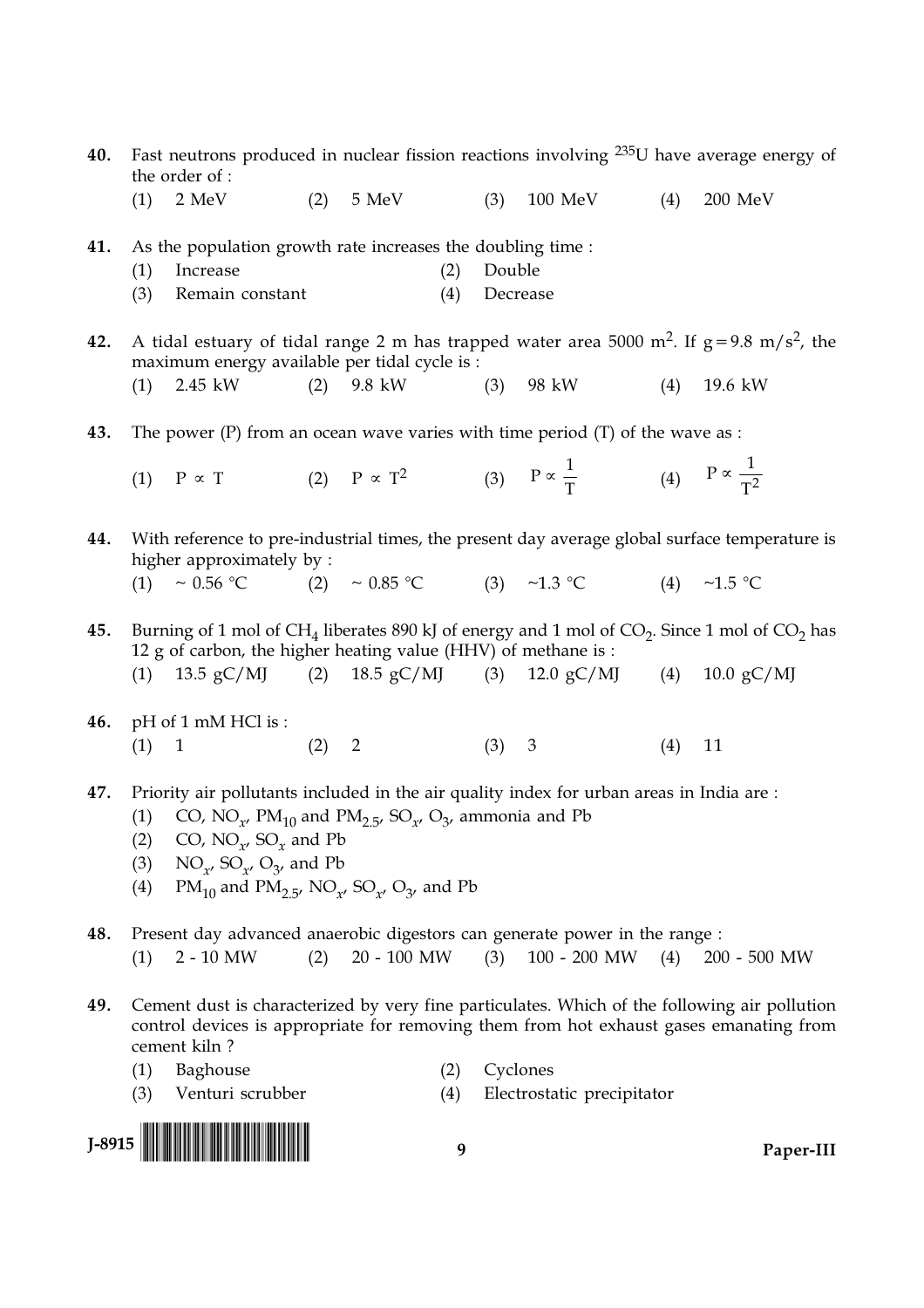40. Fast neutrons produced in nuclear fission reactions involving $^{235}U$ have average energy of the order of :

(1) 2 MeV (2) 5 MeV (3) 100 MeV (4) 200 MeV

41. As the population growth rate increases the doubling time :

(1) Increase (2) Double
(3) Remain constant (4) Decrease

42. A tidal estuary of tidal range 2 m has trapped water area 5000 $m^2$. If $g = 9.8\ m/s^2$, the maximum energy available per tidal cycle is :

(1) 2.45 kW (2) 9.8 kW (3) 98 kW (4) 19.6 kW

43. The power (P) from an ocean wave varies with time period (T) of the wave as :

(1) $P \propto T$ (2) $P \propto T^2$ (3) $P \propto \frac{1}{T}$ (4) $P \propto \frac{1}{T^2}$

44. With reference to pre-industrial times, the present day average global surface temperature is higher approximately by :

(1) ~ 0.56 °C (2) ~ 0.85 °C (3) ~1.3 °C (4) ~1.5 °C

45. Burning of 1 mol of $CH_4$ liberates 890 kJ of energy and 1 mol of $CO_2$. Since 1 mol of $CO_2$ has 12 g of carbon, the higher heating value (HHV) of methane is :

(1) 13.5 gC/MJ (2) 18.5 gC/MJ (3) 12.0 gC/MJ (4) 10.0 gC/MJ

46. pH of 1 mM HCl is :

(1) 1 (2) 2 (3) 3 (4) 11

47. Priority air pollutants included in the air quality index for urban areas in India are :

(1) CO, $NO_x$, $PM_{10}$ and $PM_{2.5}$, $SO_x$, $O_3$, ammonia and Pb
(2) CO, $NO_x$, $SO_x$ and Pb
(3) $NO_x$, $SO_x$, $O_3$, and Pb
(4) $PM_{10}$ and $PM_{2.5}$, $NO_x$, $SO_x$, $O_3$, and Pb

48. Present day advanced anaerobic digestors can generate power in the range :

(1) 2 - 10 MW (2) 20 - 100 MW (3) 100 - 200 MW (4) 200 - 500 MW

49. Cement dust is characterized by very fine particulates. Which of the following air pollution control devices is appropriate for removing them from hot exhaust gases emanating from cement kiln ?

(1) Baghouse (2) Cyclones
(3) Venturi scrubber (4) Electrostatic precipitator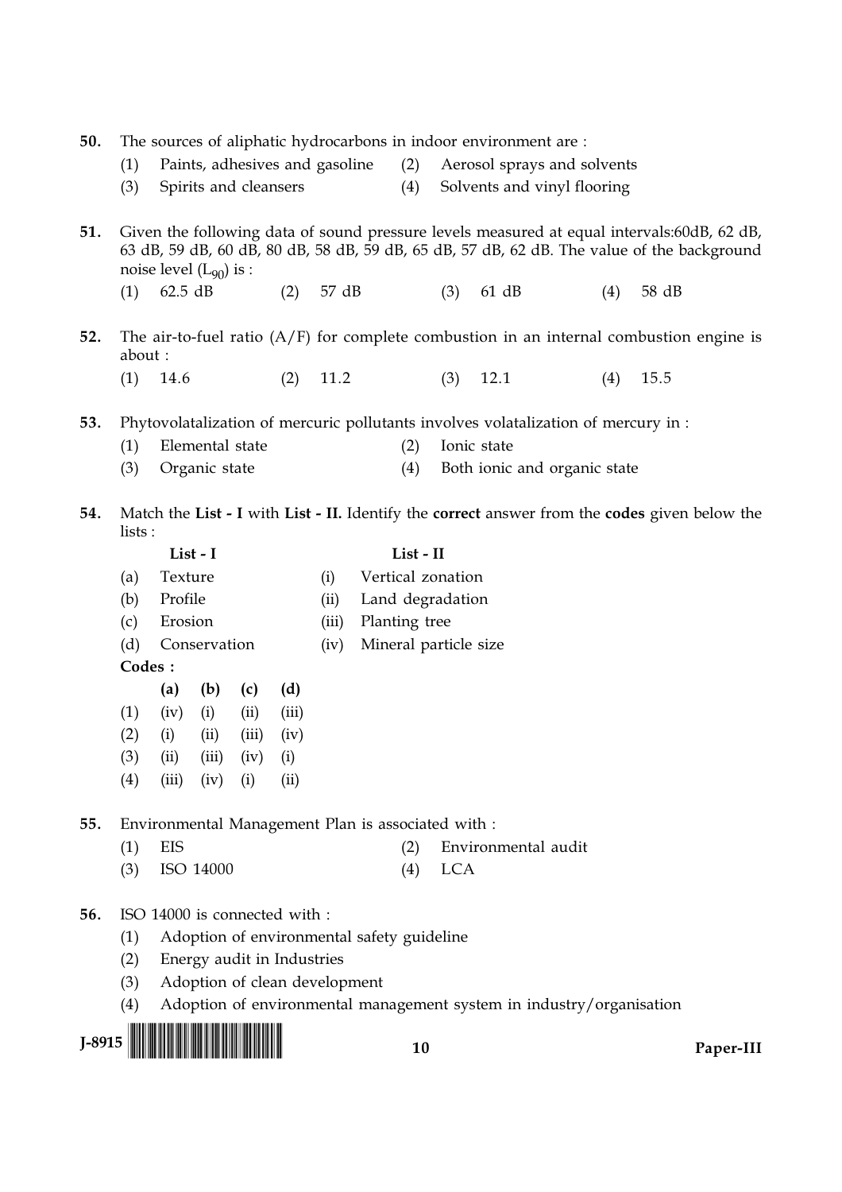**50.** The sources of aliphatic hydrocarbons in indoor environment are :

(1) Paints, adhesives and gasoline (2) Aerosol sprays and solvents

(3) Spirits and cleansers (4) Solvents and vinyl flooring

**51.** Given the following data of sound pressure levels measured at equal intervals:60dB, 62 dB, 63 dB, 59 dB, 60 dB, 80 dB, 58 dB, 59 dB, 65 dB, 57 dB, 62 dB. The value of the background noise level ($L_{90}$) is :

(1) 62.5 dB (2) 57 dB (3) 61 dB (4) 58 dB

**52.** The air-to-fuel ratio (A/F) for complete combustion in an internal combustion engine is about :

(1) 14.6 (2) 11.2 (3) 12.1 (4) 15.5

**53.** Phytovolatalization of mercuric pollutants involves volatalization of mercury in :

(1) Elemental state (2) Ionic state

(3) Organic state (4) Both ionic and organic state

**54.** Match the **List - I** with **List - II.** Identify the **correct** answer from the **codes** given below the lists :

| | List - I | | List - II |
|---|---|---|---|
| (a) | Texture | (i) | Vertical zonation |
| (b) | Profile | (ii) | Land degradation |
| (c) | Erosion | (iii) | Planting tree |
| (d) | Conservation | (iv) | Mineral particle size |

**Codes :**

| | (a) | (b) | (c) | (d) |
|---|---|---|---|---|
| (1) | (iv) | (i) | (ii) | (iii) |
| (2) | (i) | (ii) | (iii) | (iv) |
| (3) | (ii) | (iii) | (iv) | (i) |
| (4) | (iii) | (iv) | (i) | (ii) |

**55.** Environmental Management Plan is associated with :

(1) EIS (2) Environmental audit

(3) ISO 14000 (4) LCA

**56.** ISO 14000 is connected with :

(1) Adoption of environmental safety guideline

(2) Energy audit in Industries

(3) Adoption of clean development

(4) Adoption of environmental management system in industry/organisation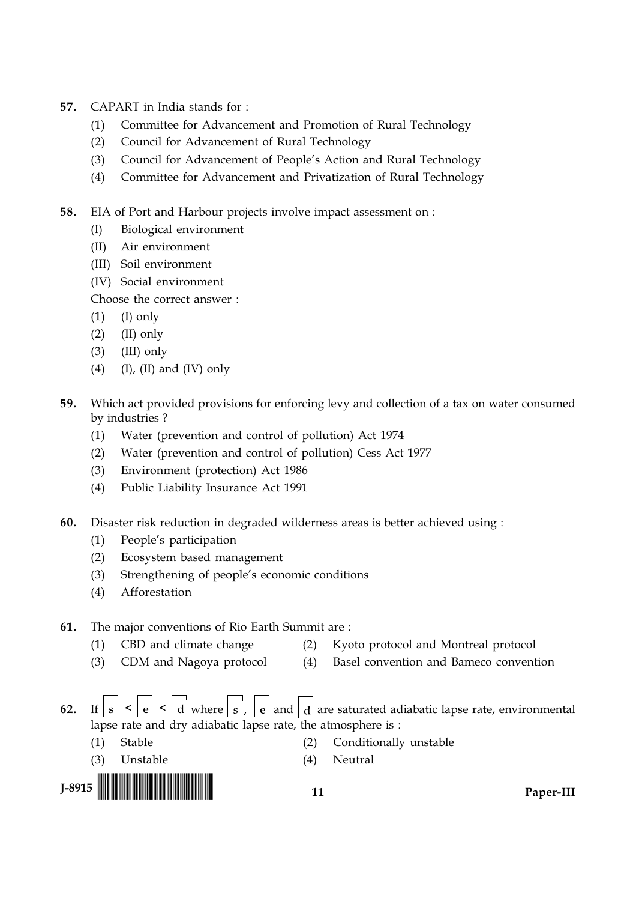57. CAPART in India stands for :

(1) Committee for Advancement and Promotion of Rural Technology

(2) Council for Advancement of Rural Technology

(3) Council for Advancement of People's Action and Rural Technology

(4) Committee for Advancement and Privatization of Rural Technology

58. EIA of Port and Harbour projects involve impact assessment on :

(I) Biological environment

(II) Air environment

(III) Soil environment

(IV) Social environment

Choose the correct answer :

(1) (I) only

(2) (II) only

(3) (III) only

(4) (I), (II) and (IV) only

59. Which act provided provisions for enforcing levy and collection of a tax on water consumed by industries ?

(1) Water (prevention and control of pollution) Act 1974

(2) Water (prevention and control of pollution) Cess Act 1977

(3) Environment (protection) Act 1986

(4) Public Liability Insurance Act 1991

60. Disaster risk reduction in degraded wilderness areas is better achieved using :

(1) People's participation

(2) Ecosystem based management

(3) Strengthening of people's economic conditions

(4) Afforestation

61. The major conventions of Rio Earth Summit are :

(1) CBD and climate change

(2) Kyoto protocol and Montreal protocol

(3) CDM and Nagoya protocol

(4) Basel convention and Bameco convention

62. If $\Gamma_s < \Gamma_e < \Gamma_d$ where $\Gamma_s$, $\Gamma_e$ and $\Gamma_d$ are saturated adiabatic lapse rate, environmental lapse rate and dry adiabatic lapse rate, the atmosphere is :

(1) Stable

(2) Conditionally unstable

(3) Unstable

(4) Neutral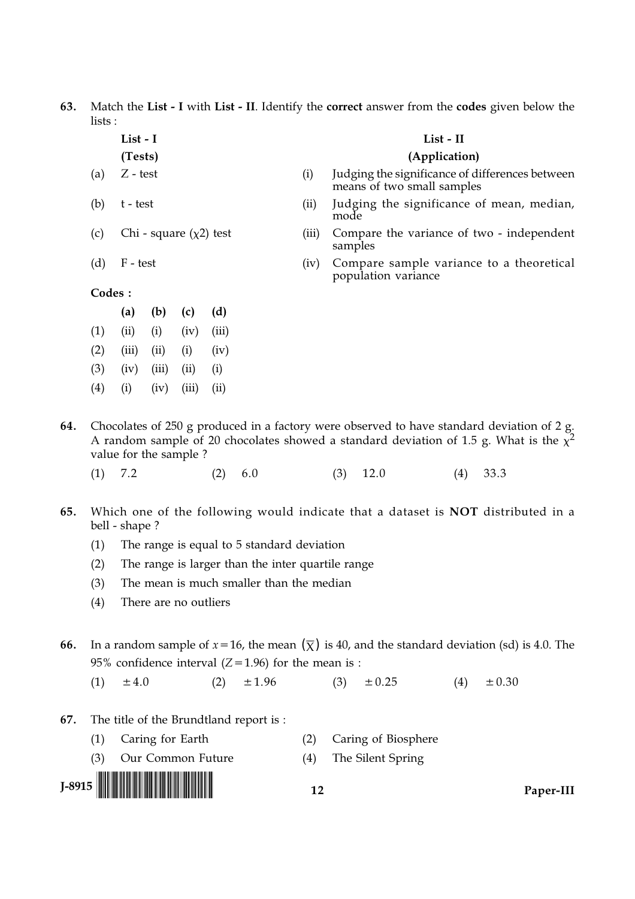63. Match the **List - I** with **List - II**. Identify the **correct** answer from the **codes** given below the lists :

| | **List - I** **(Tests)** | | **List - II** **(Application)** |
|---|---|---|---|
| (a) | Z - test | (i) | Judging the significance of differences between means of two small samples |
| (b) | t - test | (ii) | Judging the significance of mean, median, mode |
| (c) | Chi - square ($\chi 2$) test | (iii) | Compare the variance of two - independent samples |
| (d) | F - test | (iv) | Compare sample variance to a theoretical population variance |

**Codes :**

| | **(a)** | **(b)** | **(c)** | **(d)** |
|---|---|---|---|---|
| (1) | (ii) | (i) | (iv) | (iii) |
| (2) | (iii) | (ii) | (i) | (iv) |
| (3) | (iv) | (iii) | (ii) | (i) |
| (4) | (i) | (iv) | (iii) | (ii) |

64. Chocolates of 250 g produced in a factory were observed to have standard deviation of 2 g. A random sample of 20 chocolates showed a standard deviation of 1.5 g. What is the $\chi^2$ value for the sample ?

(1) 7.2 (2) 6.0 (3) 12.0 (4) 33.3

65. Which one of the following would indicate that a dataset is **NOT** distributed in a bell - shape ?

(1) The range is equal to 5 standard deviation
(2) The range is larger than the inter quartile range
(3) The mean is much smaller than the median
(4) There are no outliers

66. In a random sample of $x = 16$, the mean $(\overline{X})$ is 40, and the standard deviation (sd) is 4.0. The 95% confidence interval ($Z = 1.96$) for the mean is :

(1) $\pm 4.0$ (2) $\pm 1.96$ (3) $\pm 0.25$ (4) $\pm 0.30$

67. The title of the Brundtland report is :

(1) Caring for Earth (2) Caring of Biosphere
(3) Our Common Future (4) The Silent Spring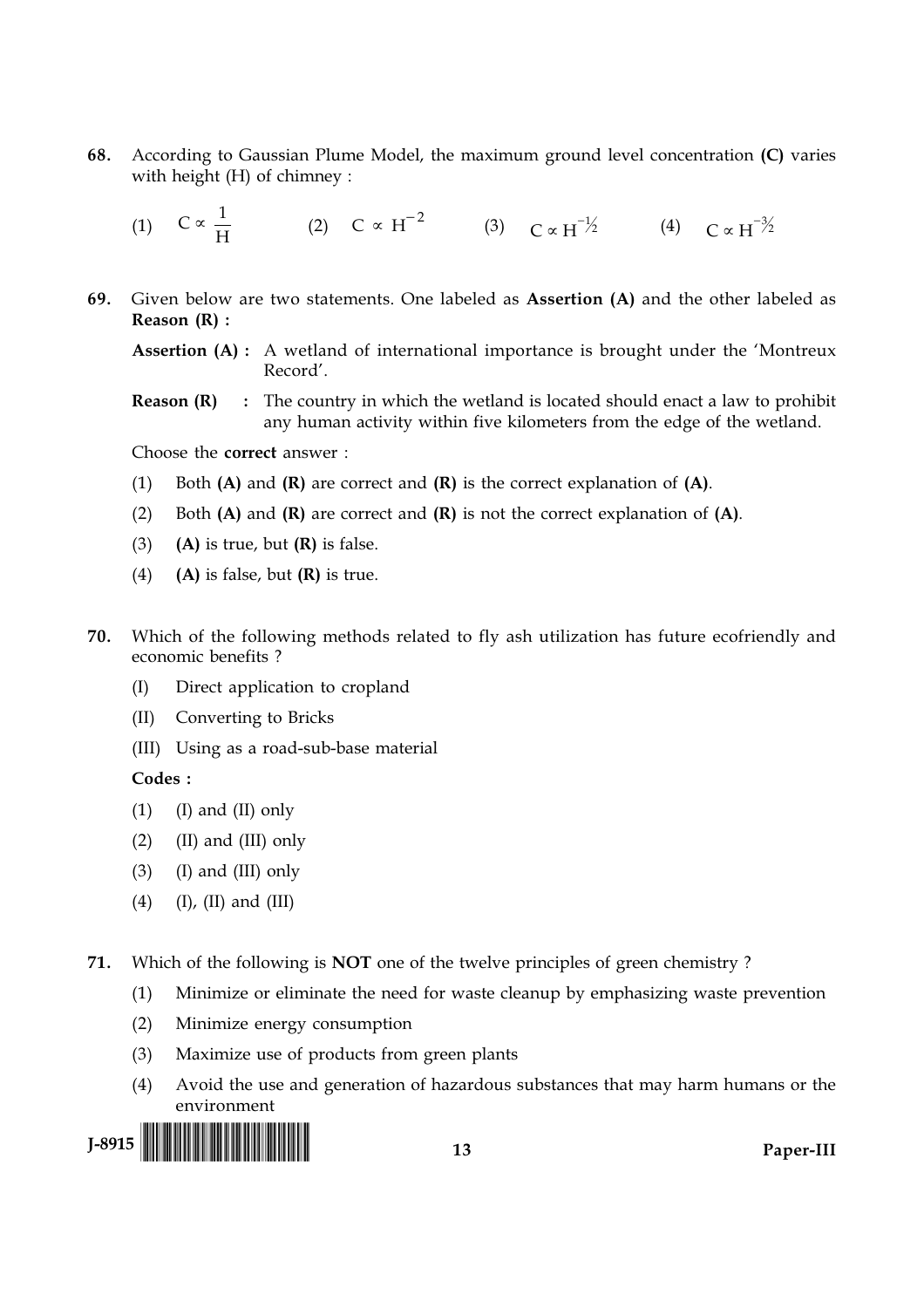68. According to Gaussian Plume Model, the maximum ground level concentration **(C)** varies with height (H) of chimney :

(1) $C \propto \frac{1}{H}$ (2) $C \propto H^{-2}$ (3) $C \propto H^{-1/2}$ (4) $C \propto H^{-3/2}$

69. Given below are two statements. One labeled as **Assertion (A)** and the other labeled as **Reason (R) :**

**Assertion (A) :** A wetland of international importance is brought under the 'Montreux Record'.

**Reason (R) :** The country in which the wetland is located should enact a law to prohibit any human activity within five kilometers from the edge of the wetland.

Choose the **correct** answer :

(1) Both **(A)** and **(R)** are correct and **(R)** is the correct explanation of **(A)**.

(2) Both **(A)** and **(R)** are correct and **(R)** is not the correct explanation of **(A)**.

(3) **(A)** is true, but **(R)** is false.

(4) **(A)** is false, but **(R)** is true.

70. Which of the following methods related to fly ash utilization has future ecofriendly and economic benefits ?

(I) Direct application to cropland

(II) Converting to Bricks

(III) Using as a road-sub-base material

**Codes :**

(1) (I) and (II) only

(2) (II) and (III) only

(3) (I) and (III) only

(4) (I), (II) and (III)

71. Which of the following is **NOT** one of the twelve principles of green chemistry ?

(1) Minimize or eliminate the need for waste cleanup by emphasizing waste prevention

(2) Minimize energy consumption

(3) Maximize use of products from green plants

(4) Avoid the use and generation of hazardous substances that may harm humans or the environment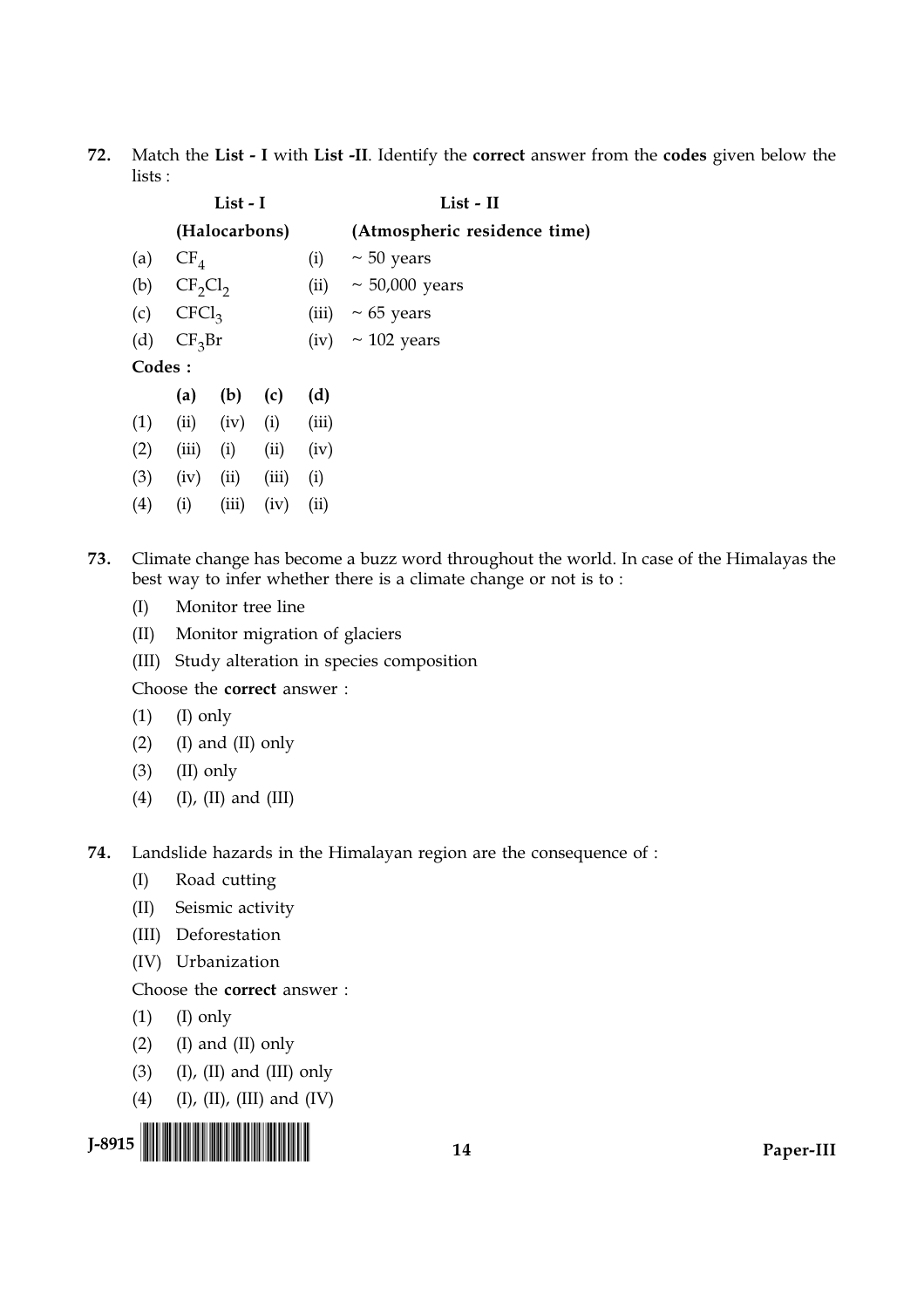72. Match the **List - I** with **List -II**. Identify the **correct** answer from the **codes** given below the lists :

| | List - I (Halocarbons) | | List - II (Atmospheric residence time) |
|---|---|---|---|
| (a) | $CF_4$ | (i) | ~ 50 years |
| (b) | $CF_2Cl_2$ | (ii) | ~ 50,000 years |
| (c) | $CFCl_3$ | (iii) | ~ 65 years |
| (d) | $CF_3Br$ | (iv) | ~ 102 years |

**Codes :**

| | (a) | (b) | (c) | (d) |
|---|---|---|---|---|
| (1) | (ii) | (iv) | (i) | (iii) |
| (2) | (iii) | (i) | (ii) | (iv) |
| (3) | (iv) | (ii) | (iii) | (i) |
| (4) | (i) | (iii) | (iv) | (ii) |

73. Climate change has become a buzz word throughout the world. In case of the Himalayas the best way to infer whether there is a climate change or not is to :

(I) Monitor tree line

(II) Monitor migration of glaciers

(III) Study alteration in species composition

Choose the **correct** answer :

(1) (I) only

(2) (I) and (II) only

(3) (II) only

(4) (I), (II) and (III)

74. Landslide hazards in the Himalayan region are the consequence of :

(I) Road cutting

(II) Seismic activity

(III) Deforestation

(IV) Urbanization

Choose the **correct** answer :

(1) (I) only

(2) (I) and (II) only

(3) (I), (II) and (III) only

(4) (I), (II), (III) and (IV)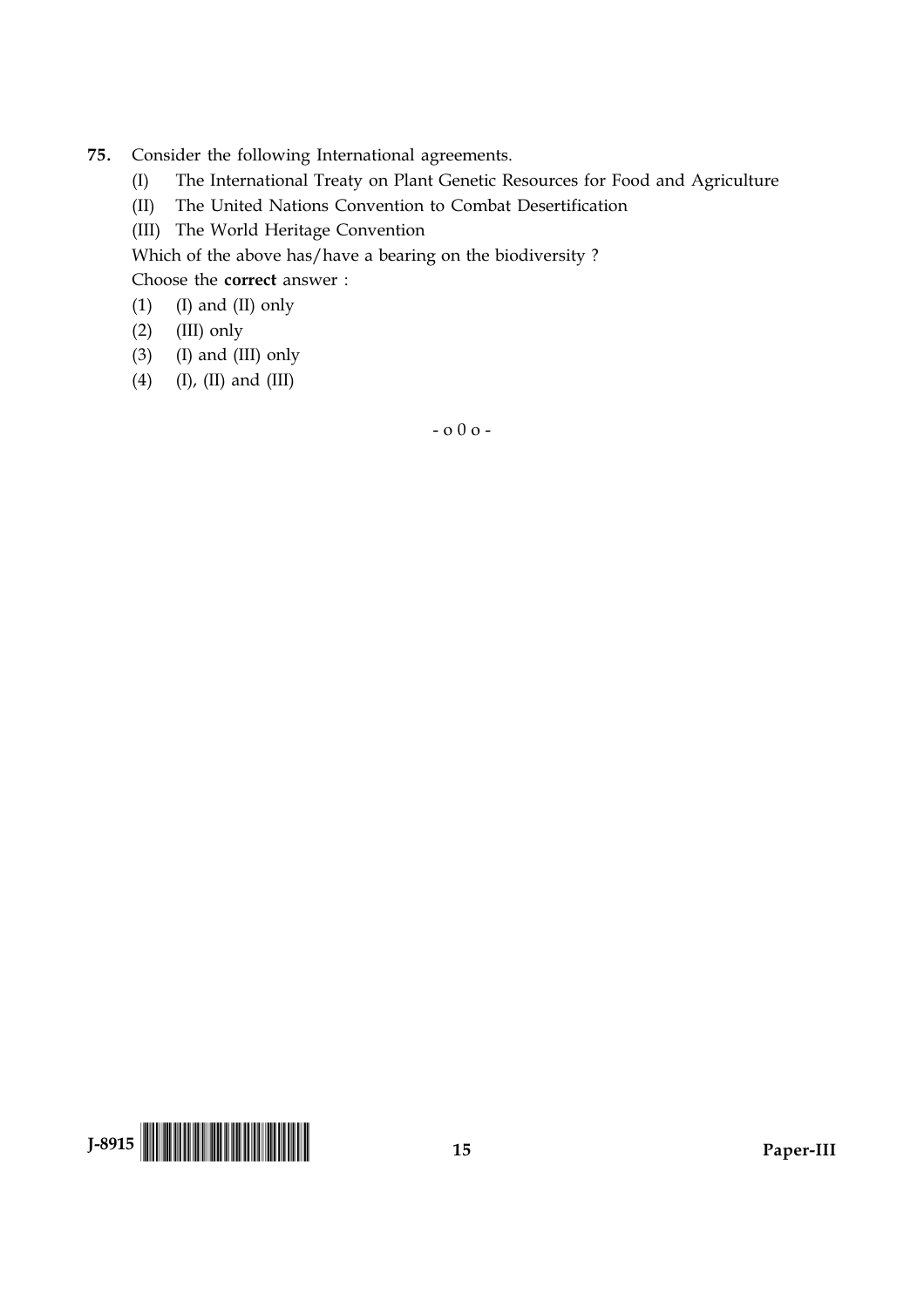75. Consider the following International agreements.

(I) The International Treaty on Plant Genetic Resources for Food and Agriculture

(II) The United Nations Convention to Combat Desertification

(III) The World Heritage Convention

Which of the above has/have a bearing on the biodiversity ?

Choose the **correct** answer :

(1) (I) and (II) only

(2) (III) only

(3) (I) and (III) only

(4) (I), (II) and (III)

- o 0 o -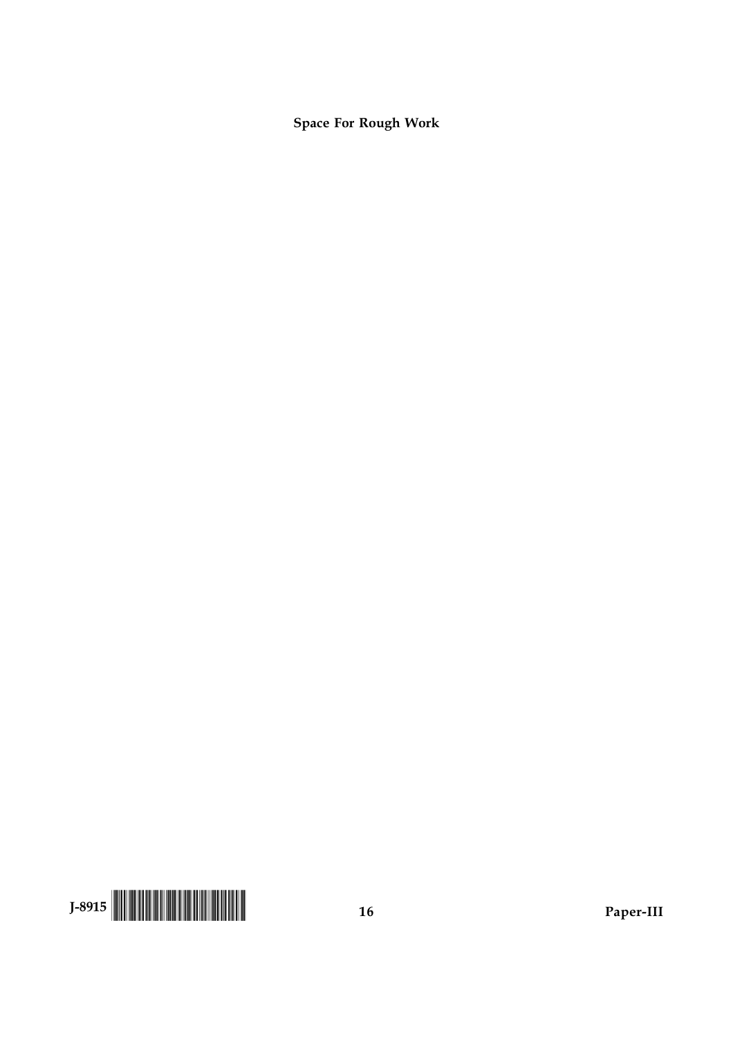**Space For Rough Work**